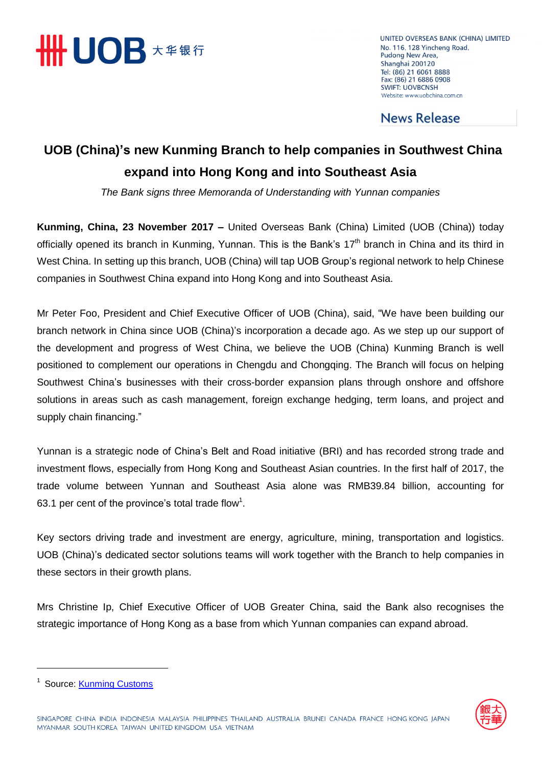UNITED OVERSEAS BANK (CHINA) LIMITED
No. 116, 128 Yincheng Road,
Pudong New Area,
Shanghai 200120
Tel: (86) 21 6061 8888
Fax: (86) 21 6886 0908
SWIFT: UOVBCNSH
Website: www.uobchina.com.cn

**News Release**

# UOB (China)'s new Kunming Branch to help companies in Southwest China expand into Hong Kong and into Southeast Asia

*The Bank signs three Memoranda of Understanding with Yunnan companies*

**Kunming, China, 23 November 2017 –** United Overseas Bank (China) Limited (UOB (China)) today officially opened its branch in Kunming, Yunnan. This is the Bank's 17th branch in China and its third in West China. In setting up this branch, UOB (China) will tap UOB Group's regional network to help Chinese companies in Southwest China expand into Hong Kong and into Southeast Asia.

Mr Peter Foo, President and Chief Executive Officer of UOB (China), said, "We have been building our branch network in China since UOB (China)'s incorporation a decade ago. As we step up our support of the development and progress of West China, we believe the UOB (China) Kunming Branch is well positioned to complement our operations in Chengdu and Chongqing. The Branch will focus on helping Southwest China's businesses with their cross-border expansion plans through onshore and offshore solutions in areas such as cash management, foreign exchange hedging, term loans, and project and supply chain financing."

Yunnan is a strategic node of China's Belt and Road initiative (BRI) and has recorded strong trade and investment flows, especially from Hong Kong and Southeast Asian countries. In the first half of 2017, the trade volume between Yunnan and Southeast Asia alone was RMB39.84 billion, accounting for 63.1 per cent of the province's total trade flow[1].

Key sectors driving trade and investment are energy, agriculture, mining, transportation and logistics. UOB (China)'s dedicated sector solutions teams will work together with the Branch to help companies in these sectors in their growth plans.

Mrs Christine Ip, Chief Executive Officer of UOB Greater China, said the Bank also recognises the strategic importance of Hong Kong as a base from which Yunnan companies can expand abroad.

[1] Source: Kunming Customs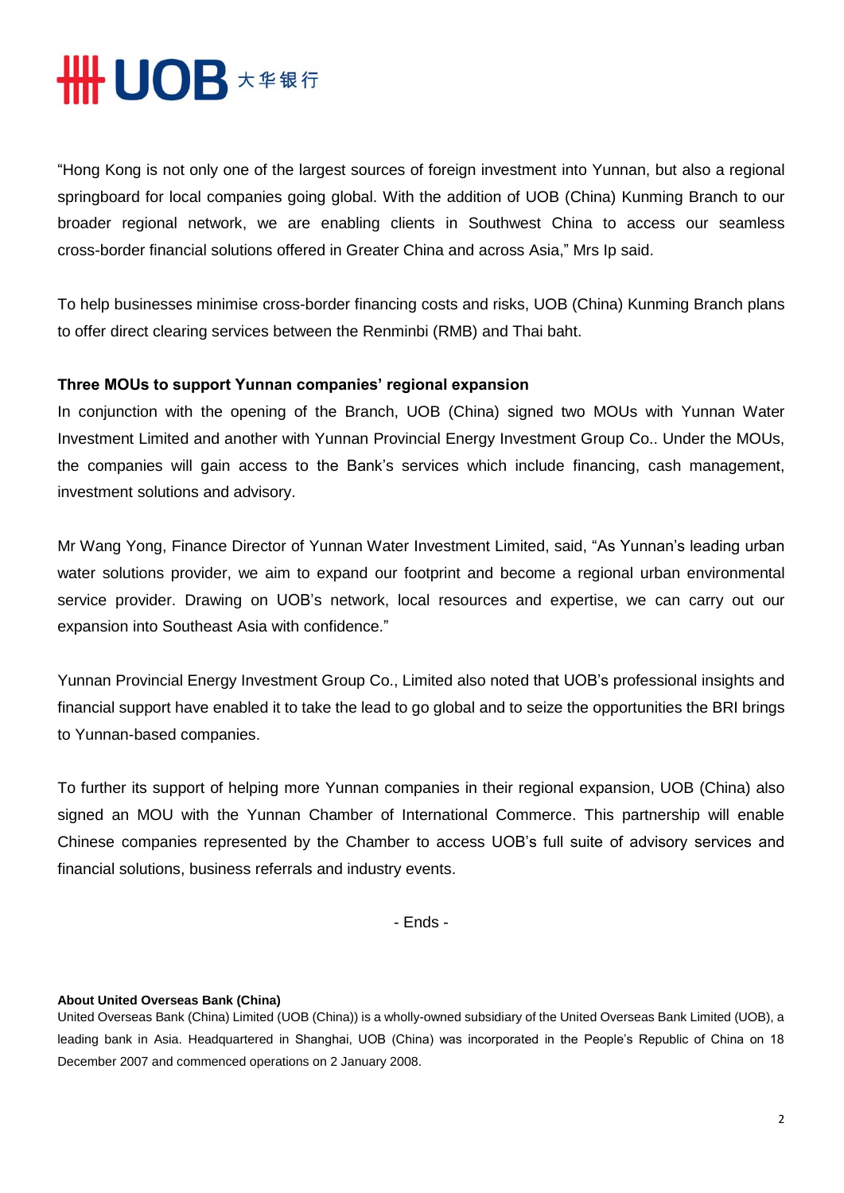"Hong Kong is not only one of the largest sources of foreign investment into Yunnan, but also a regional springboard for local companies going global. With the addition of UOB (China) Kunming Branch to our broader regional network, we are enabling clients in Southwest China to access our seamless cross-border financial solutions offered in Greater China and across Asia," Mrs Ip said.

To help businesses minimise cross-border financing costs and risks, UOB (China) Kunming Branch plans to offer direct clearing services between the Renminbi (RMB) and Thai baht.

**Three MOUs to support Yunnan companies' regional expansion**

In conjunction with the opening of the Branch, UOB (China) signed two MOUs with Yunnan Water Investment Limited and another with Yunnan Provincial Energy Investment Group Co.. Under the MOUs, the companies will gain access to the Bank's services which include financing, cash management, investment solutions and advisory.

Mr Wang Yong, Finance Director of Yunnan Water Investment Limited, said, "As Yunnan's leading urban water solutions provider, we aim to expand our footprint and become a regional urban environmental service provider. Drawing on UOB's network, local resources and expertise, we can carry out our expansion into Southeast Asia with confidence."

Yunnan Provincial Energy Investment Group Co., Limited also noted that UOB's professional insights and financial support have enabled it to take the lead to go global and to seize the opportunities the BRI brings to Yunnan-based companies.

To further its support of helping more Yunnan companies in their regional expansion, UOB (China) also signed an MOU with the Yunnan Chamber of International Commerce. This partnership will enable Chinese companies represented by the Chamber to access UOB's full suite of advisory services and financial solutions, business referrals and industry events.

- Ends -

**About United Overseas Bank (China)**

United Overseas Bank (China) Limited (UOB (China)) is a wholly-owned subsidiary of the United Overseas Bank Limited (UOB), a leading bank in Asia. Headquartered in Shanghai, UOB (China) was incorporated in the People's Republic of China on 18 December 2007 and commenced operations on 2 January 2008.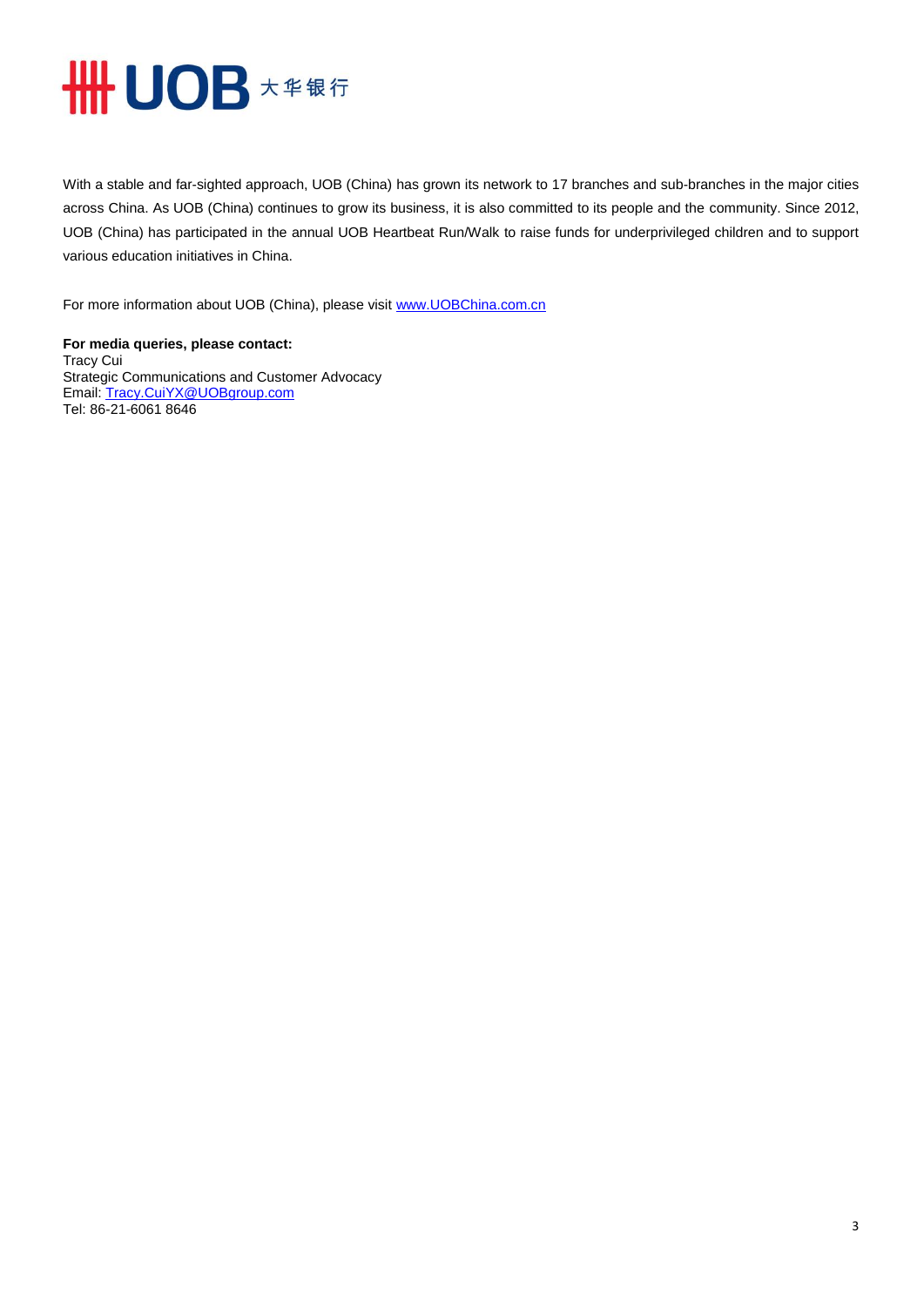With a stable and far-sighted approach, UOB (China) has grown its network to 17 branches and sub-branches in the major cities across China. As UOB (China) continues to grow its business, it is also committed to its people and the community. Since 2012, UOB (China) has participated in the annual UOB Heartbeat Run/Walk to raise funds for underprivileged children and to support various education initiatives in China.

For more information about UOB (China), please visit www.UOBChina.com.cn

**For media queries, please contact:**
Tracy Cui
Strategic Communications and Customer Advocacy
Email: Tracy.CuiYX@UOBgroup.com
Tel: 86-21-6061 8646